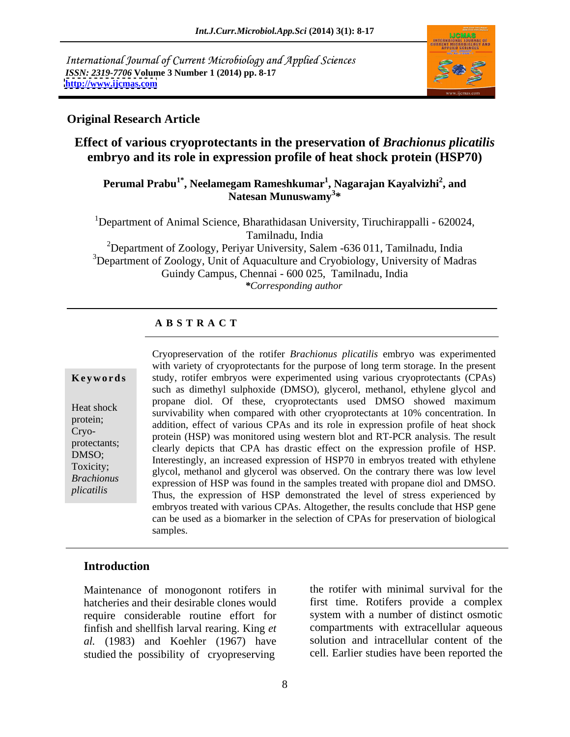International Journal of Current Microbiology and Applied Sciences
*ISSN: 2319-7706* **Volume 3 Number 1 (2014) pp. 8-17**
**http://www.ijcmas.com**

**Original Research Article**

# Effect of various cryoprotectants in the preservation of *Brachionus plicatilis* embryo and its role in expression profile of heat shock protein (HSP70)

**Perumal Prabu[1*], Neelamegam Rameshkumar[1], Nagarajan Kayalvizhi[2], and Natesan Munuswamy[3]***

[1]Department of Animal Science, Bharathidasan University, Tiruchirappalli - 620024, Tamilnadu, India
[2]Department of Zoology, Periyar University, Salem -636 011, Tamilnadu, India
[3]Department of Zoology, Unit of Aquaculture and Cryobiology, University of Madras Guindy Campus, Chennai - 600 025, Tamilnadu, India
***Corresponding author**

## A B S T R A C T

**Keywords**

Heat shock protein; Cryo-protectants; DMSO; Toxicity; *Brachionus plicatilis*

Cryopreservation of the rotifer *Brachionus plicatilis* embryo was experimented with variety of cryoprotectants for the purpose of long term storage. In the present study, rotifer embryos were experimented using various cryoprotectants (CPAs) such as dimethyl sulphoxide (DMSO), glycerol, methanol, ethylene glycol and propane diol. Of these, cryoprotectants used DMSO showed maximum survivability when compared with other cryoprotectants at 10% concentration. In addition, effect of various CPAs and its role in expression profile of heat shock protein (HSP) was monitored using western blot and RT-PCR analysis. The result clearly depicts that CPA has drastic effect on the expression profile of HSP. Interestingly, an increased expression of HSP70 in embryos treated with ethylene glycol, methanol and glycerol was observed. On the contrary there was low level expression of HSP was found in the samples treated with propane diol and DMSO. Thus, the expression of HSP demonstrated the level of stress experienced by embryos treated with various CPAs. Altogether, the results conclude that HSP gene can be used as a biomarker in the selection of CPAs for preservation of biological samples.

## Introduction

Maintenance of monogonont rotifers in hatcheries and their desirable clones would require considerable routine effort for finfish and shellfish larval rearing. King *et al.* (1983) and Koehler (1967) have studied the possibility of cryopreserving the rotifer with minimal survival for the first time. Rotifers provide a complex system with a number of distinct osmotic compartments with extracellular aqueous solution and intracellular content of the cell. Earlier studies have been reported the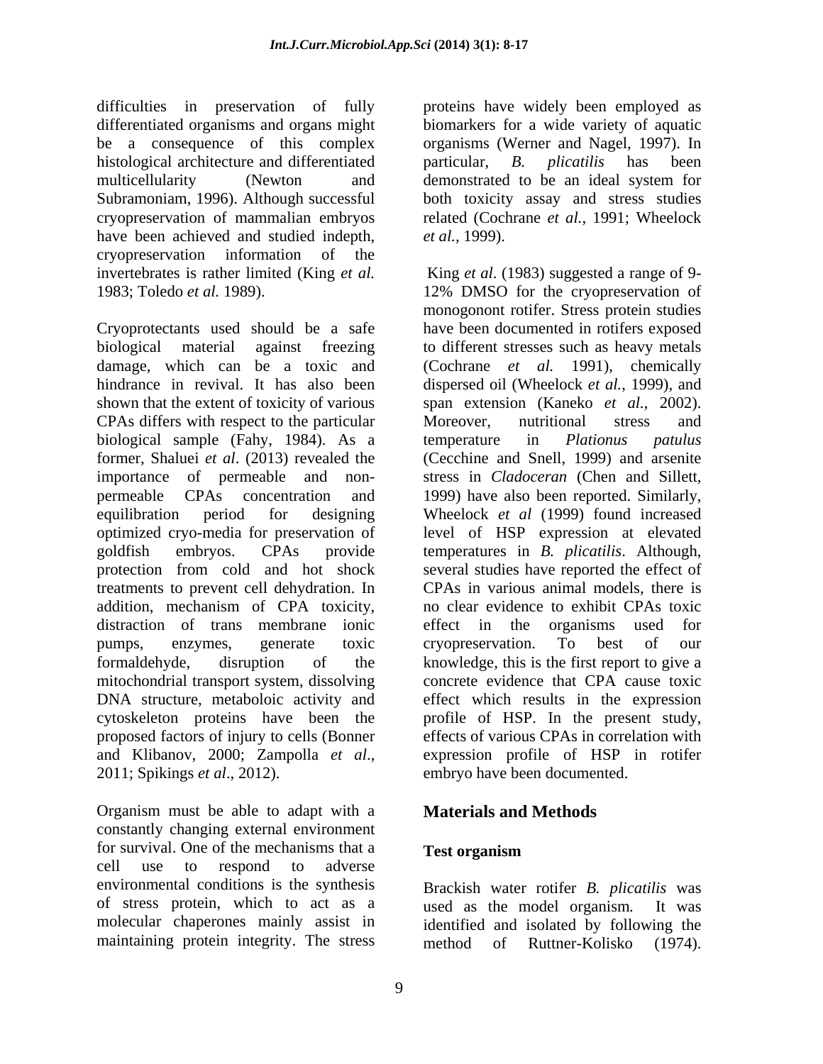difficulties in preservation of fully differentiated organisms and organs might be a consequence of this complex histological architecture and differentiated multicellularity (Newton and Subramoniam, 1996). Although successful cryopreservation of mammalian embryos have been achieved and studied indepth, cryopreservation information of the invertebrates is rather limited (King *et al.* 1983; Toledo *et al.* 1989).

Cryoprotectants used should be a safe biological material against freezing damage, which can be a toxic and hindrance in revival. It has also been shown that the extent of toxicity of various CPAs differs with respect to the particular biological sample (Fahy, 1984). As a former, Shaluei *et al*. (2013) revealed the importance of permeable and non-permeable CPAs concentration and equilibration period for designing optimized cryo-media for preservation of goldfish embryos. CPAs provide protection from cold and hot shock treatments to prevent cell dehydration. In addition, mechanism of CPA toxicity, distraction of trans membrane ionic pumps, enzymes, generate toxic formaldehyde, disruption of the mitochondrial transport system, dissolving DNA structure, metaboloic activity and cytoskeleton proteins have been the proposed factors of injury to cells (Bonner and Klibanov, 2000; Zampolla *et al*., 2011; Spikings *et al*., 2012).

Organism must be able to adapt with a constantly changing external environment for survival. One of the mechanisms that a cell use to respond to adverse environmental conditions is the synthesis of stress protein, which to act as a molecular chaperones mainly assist in maintaining protein integrity. The stress proteins have widely been employed as biomarkers for a wide variety of aquatic organisms (Werner and Nagel, 1997). In particular, *B. plicatilis* has been demonstrated to be an ideal system for both toxicity assay and stress studies related (Cochrane *et al.*, 1991; Wheelock *et al.*, 1999).

King *et al*. (1983) suggested a range of 9-12% DMSO for the cryopreservation of monogonont rotifer. Stress protein studies have been documented in rotifers exposed to different stresses such as heavy metals (Cochrane *et al.* 1991), chemically dispersed oil (Wheelock *et al.*, 1999), and span extension (Kaneko *et al*., 2002). Moreover, nutritional stress and temperature in *Plationus patulus* (Cecchine and Snell, 1999) and arsenite stress in *Cladoceran* (Chen and Sillett, 1999) have also been reported. Similarly, Wheelock *et al* (1999) found increased level of HSP expression at elevated temperatures in *B. plicatilis*. Although, several studies have reported the effect of CPAs in various animal models, there is no clear evidence to exhibit CPAs toxic effect in the organisms used for cryopreservation. To best of our knowledge, this is the first report to give a concrete evidence that CPA cause toxic effect which results in the expression profile of HSP. In the present study, effects of various CPAs in correlation with expression profile of HSP in rotifer embryo have been documented.

## Materials and Methods

### Test organism

Brackish water rotifer *B. plicatilis* was used as the model organism. It was identified and isolated by following the method of Ruttner-Kolisko (1974).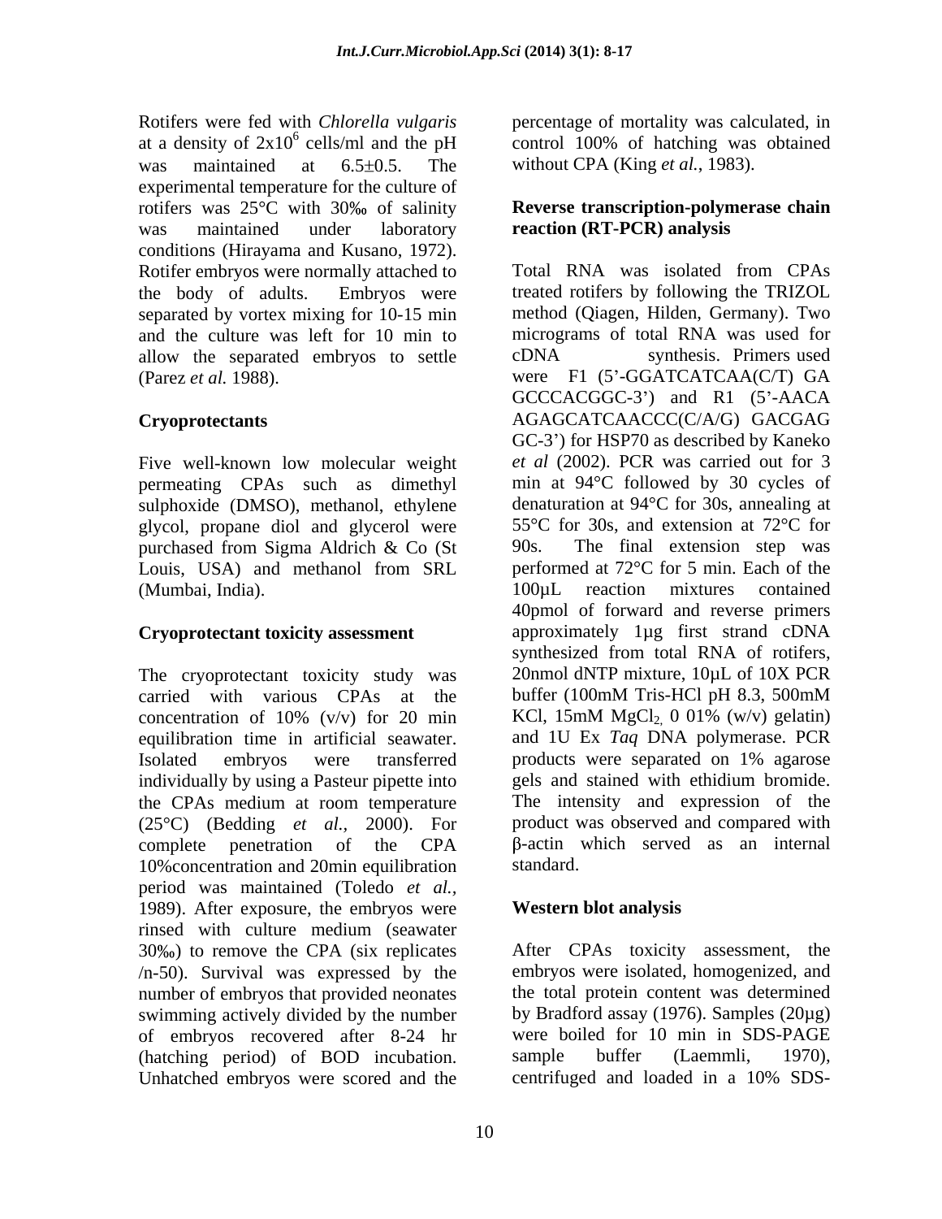Rotifers were fed with *Chlorella vulgaris* at a density of $2x10^6$ cells/ml and the pH was maintained at 6.5±0.5. The experimental temperature for the culture of rotifers was 25°C with 30‰ of salinity was maintained under laboratory conditions (Hirayama and Kusano, 1972). Rotifer embryos were normally attached to the body of adults. Embryos were separated by vortex mixing for 10-15 min and the culture was left for 10 min to allow the separated embryos to settle (Parez *et al.* 1988).

### Cryoprotectants

Five well-known low molecular weight permeating CPAs such as dimethyl sulphoxide (DMSO), methanol, ethylene glycol, propane diol and glycerol were purchased from Sigma Aldrich & Co (St Louis, USA) and methanol from SRL (Mumbai, India).

### Cryoprotectant toxicity assessment

The cryoprotectant toxicity study was carried with various CPAs at the concentration of 10% (v/v) for 20 min equilibration time in artificial seawater. Isolated embryos were transferred individually by using a Pasteur pipette into the CPAs medium at room temperature (25°C) (Bedding *et al.*, 2000). For complete penetration of the CPA 10%concentration and 20min equilibration period was maintained (Toledo *et al.*, 1989). After exposure, the embryos were rinsed with culture medium (seawater 30‰) to remove the CPA (six replicates /n-50). Survival was expressed by the number of embryos that provided neonates swimming actively divided by the number of embryos recovered after 8-24 hr (hatching period) of BOD incubation. Unhatched embryos were scored and the percentage of mortality was calculated, in control 100% of hatching was obtained without CPA (King *et al.*, 1983).

### Reverse transcription-polymerase chain reaction (RT-PCR) analysis

Total RNA was isolated from CPAs treated rotifers by following the TRIZOL method (Qiagen, Hilden, Germany). Two micrograms of total RNA was used for cDNA synthesis. Primers used were F1 (5'-GGATCATCAA(C/T) GA GCCCACGGC-3') and R1 (5'-AACA AGAGCATCAACCC(C/A/G) GACGAG GC-3') for HSP70 as described by Kaneko *et al* (2002). PCR was carried out for 3 min at 94°C followed by 30 cycles of denaturation at 94°C for 30s, annealing at 55°C for 30s, and extension at 72°C for 90s. The final extension step was performed at 72°C for 5 min. Each of the 100µL reaction mixtures contained 40pmol of forward and reverse primers approximately 1µg first strand cDNA synthesized from total RNA of rotifers, 20nmol dNTP mixture, 10µL of 10X PCR buffer (100mM Tris-HCl pH 8.3, 500mM KCl, 15mM $MgCl_2$, 0 01% (w/v) gelatin) and 1U Ex *Taq* DNA polymerase. PCR products were separated on 1% agarose gels and stained with ethidium bromide. The intensity and expression of the product was observed and compared with β-actin which served as an internal standard.

### Western blot analysis

After CPAs toxicity assessment, the embryos were isolated, homogenized, and the total protein content was determined by Bradford assay (1976). Samples (20µg) were boiled for 10 min in SDS-PAGE sample buffer (Laemmli, 1970), centrifuged and loaded in a 10% SDS-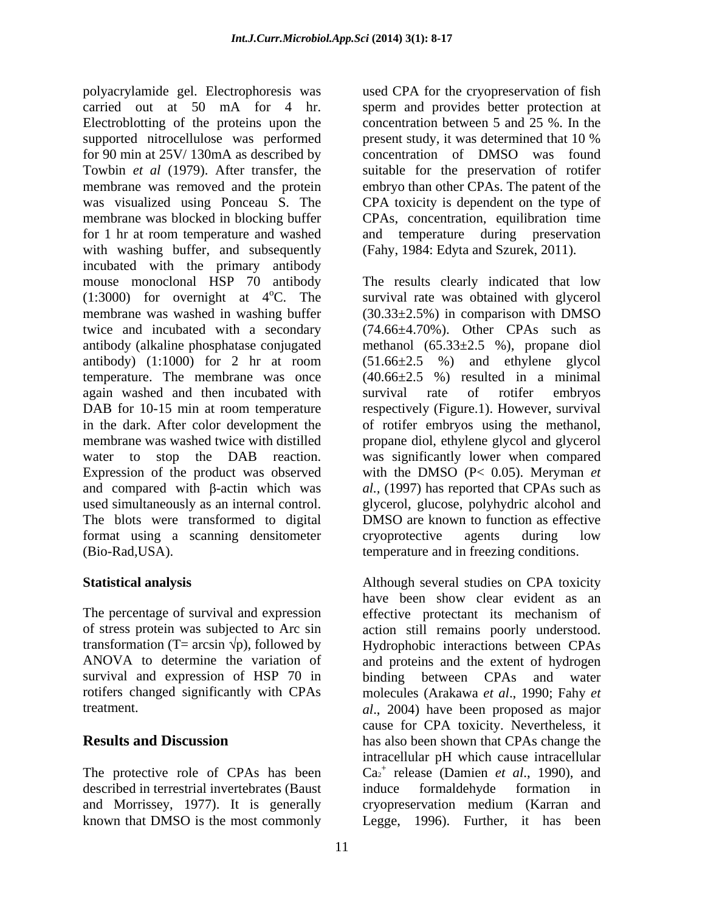polyacrylamide gel. Electrophoresis was carried out at 50 mA for 4 hr. Electroblotting of the proteins upon the supported nitrocellulose was performed for 90 min at 25V/ 130mA as described by Towbin *et al* (1979). After transfer, the membrane was removed and the protein was visualized using Ponceau S. The membrane was blocked in blocking buffer for 1 hr at room temperature and washed with washing buffer, and subsequently incubated with the primary antibody mouse monoclonal HSP 70 antibody (1:3000) for overnight at $4^{o}$C. The membrane was washed in washing buffer twice and incubated with a secondary antibody (alkaline phosphatase conjugated antibody) (1:1000) for 2 hr at room temperature. The membrane was once again washed and then incubated with DAB for 10-15 min at room temperature in the dark. After color development the membrane was washed twice with distilled water to stop the DAB reaction. Expression of the product was observed and compared with β-actin which was used simultaneously as an internal control. The blots were transformed to digital format using a scanning densitometer (Bio-Rad,USA).

## Statistical analysis

The percentage of survival and expression of stress protein was subjected to Arc sin transformation ($T = \arcsin \sqrt{p}$), followed by ANOVA to determine the variation of survival and expression of HSP 70 in rotifers changed significantly with CPAs treatment.

## Results and Discussion

The protective role of CPAs has been described in terrestrial invertebrates (Baust and Morrissey, 1977). It is generally known that DMSO is the most commonly used CPA for the cryopreservation of fish sperm and provides better protection at concentration between 5 and 25 %. In the present study, it was determined that 10 % concentration of DMSO was found suitable for the preservation of rotifer embryo than other CPAs. The patent of the CPA toxicity is dependent on the type of CPAs, concentration, equilibration time and temperature during preservation (Fahy, 1984: Edyta and Szurek, 2011).

The results clearly indicated that low survival rate was obtained with glycerol (30.33±2.5%) in comparison with DMSO (74.66±4.70%). Other CPAs such as methanol (65.33±2.5 %), propane diol (51.66±2.5 %) and ethylene glycol (40.66±2.5 %) resulted in a minimal survival rate of rotifer embryos respectively (Figure.1). However, survival of rotifer embryos using the methanol, propane diol, ethylene glycol and glycerol was significantly lower when compared with the DMSO ($P< 0.05$). Meryman *et al.*, (1997) has reported that CPAs such as glycerol, glucose, polyhydric alcohol and DMSO are known to function as effective cryoprotective agents during low temperature and in freezing conditions.

Although several studies on CPA toxicity have been show clear evident as an effective protectant its mechanism of action still remains poorly understood. Hydrophobic interactions between CPAs and proteins and the extent of hydrogen binding between CPAs and water molecules (Arakawa *et al*., 1990; Fahy *et al*., 2004) have been proposed as major cause for CPA toxicity. Nevertheless, it has also been shown that CPAs change the intracellular pH which cause intracellular $Ca_{2}^{+}$ release (Damien *et al*., 1990), and induce formaldehyde formation in cryopreservation medium (Karran and Legge, 1996). Further, it has been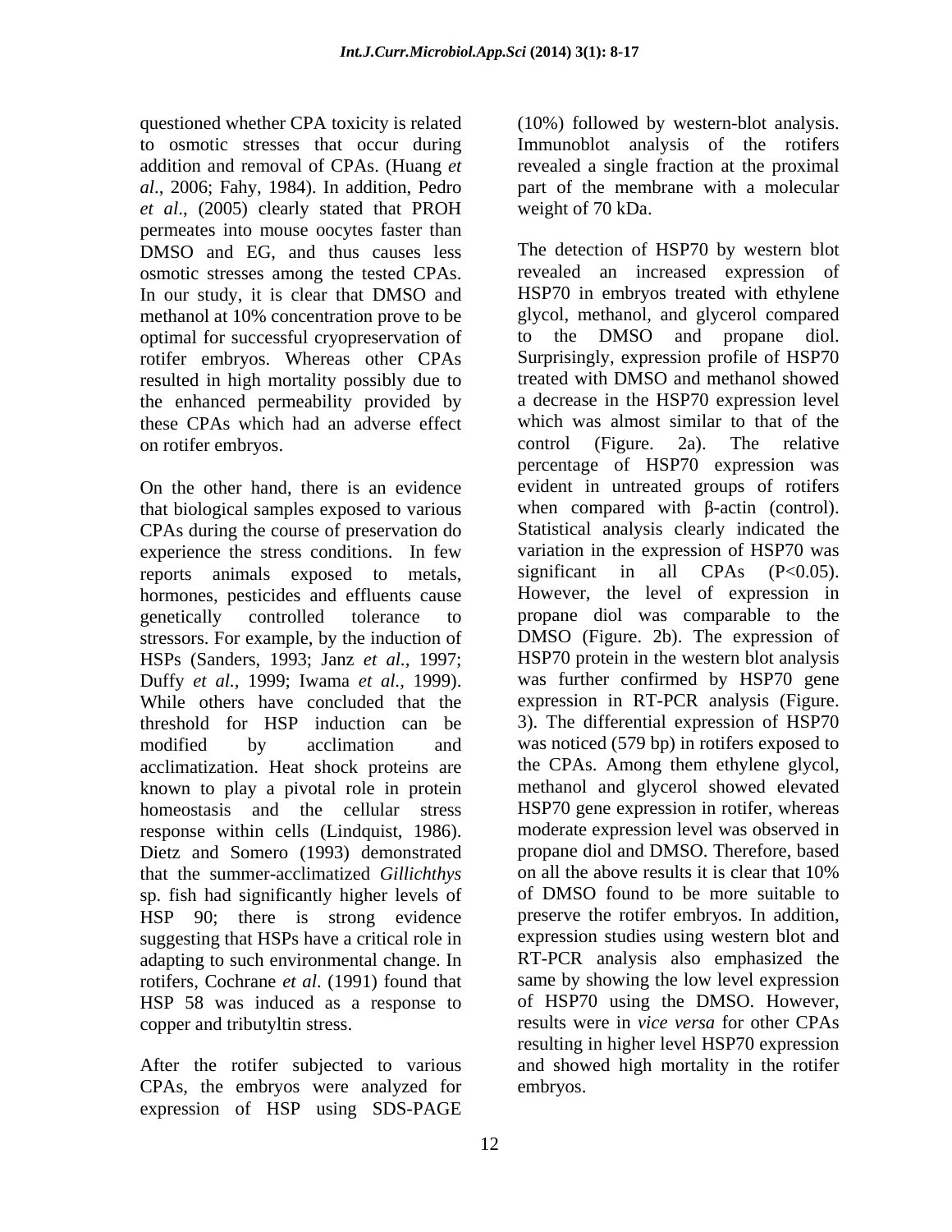questioned whether CPA toxicity is related to osmotic stresses that occur during addition and removal of CPAs. (Huang *et al*., 2006; Fahy, 1984). In addition, Pedro *et al*., (2005) clearly stated that PROH permeates into mouse oocytes faster than DMSO and EG, and thus causes less osmotic stresses among the tested CPAs. In our study, it is clear that DMSO and methanol at 10% concentration prove to be optimal for successful cryopreservation of rotifer embryos. Whereas other CPAs resulted in high mortality possibly due to the enhanced permeability provided by these CPAs which had an adverse effect on rotifer embryos.

On the other hand, there is an evidence that biological samples exposed to various CPAs during the course of preservation do experience the stress conditions. In few reports animals exposed to metals, hormones, pesticides and effluents cause genetically controlled tolerance to stressors. For example, by the induction of HSPs (Sanders, 1993; Janz *et al.,* 1997; Duffy *et al.*, 1999; Iwama *et al.*, 1999). While others have concluded that the threshold for HSP induction can be modified by acclimation and acclimatization. Heat shock proteins are known to play a pivotal role in protein homeostasis and the cellular stress response within cells (Lindquist, 1986). Dietz and Somero (1993) demonstrated that the summer-acclimatized *Gillichthys* sp. fish had significantly higher levels of HSP 90; there is strong evidence suggesting that HSPs have a critical role in adapting to such environmental change. In rotifers, Cochrane *et al*. (1991) found that HSP 58 was induced as a response to copper and tributyltin stress.

After the rotifer subjected to various CPAs, the embryos were analyzed for expression of HSP using SDS-PAGE (10%) followed by western-blot analysis. Immunoblot analysis of the rotifers revealed a single fraction at the proximal part of the membrane with a molecular weight of 70 kDa.

The detection of HSP70 by western blot revealed an increased expression of HSP70 in embryos treated with ethylene glycol, methanol, and glycerol compared to the DMSO and propane diol. Surprisingly, expression profile of HSP70 treated with DMSO and methanol showed a decrease in the HSP70 expression level which was almost similar to that of the control (Figure. 2a). The relative percentage of HSP70 expression was evident in untreated groups of rotifers when compared with β-actin (control). Statistical analysis clearly indicated the variation in the expression of HSP70 was significant in all CPAs ($P<0.05$). However, the level of expression in propane diol was comparable to the DMSO (Figure. 2b). The expression of HSP70 protein in the western blot analysis was further confirmed by HSP70 gene expression in RT-PCR analysis (Figure. 3). The differential expression of HSP70 was noticed (579 bp) in rotifers exposed to the CPAs. Among them ethylene glycol, methanol and glycerol showed elevated HSP70 gene expression in rotifer, whereas moderate expression level was observed in propane diol and DMSO. Therefore, based on all the above results it is clear that 10% of DMSO found to be more suitable to preserve the rotifer embryos. In addition, expression studies using western blot and RT-PCR analysis also emphasized the same by showing the low level expression of HSP70 using the DMSO. However, results were in *vice versa* for other CPAs resulting in higher level HSP70 expression and showed high mortality in the rotifer embryos.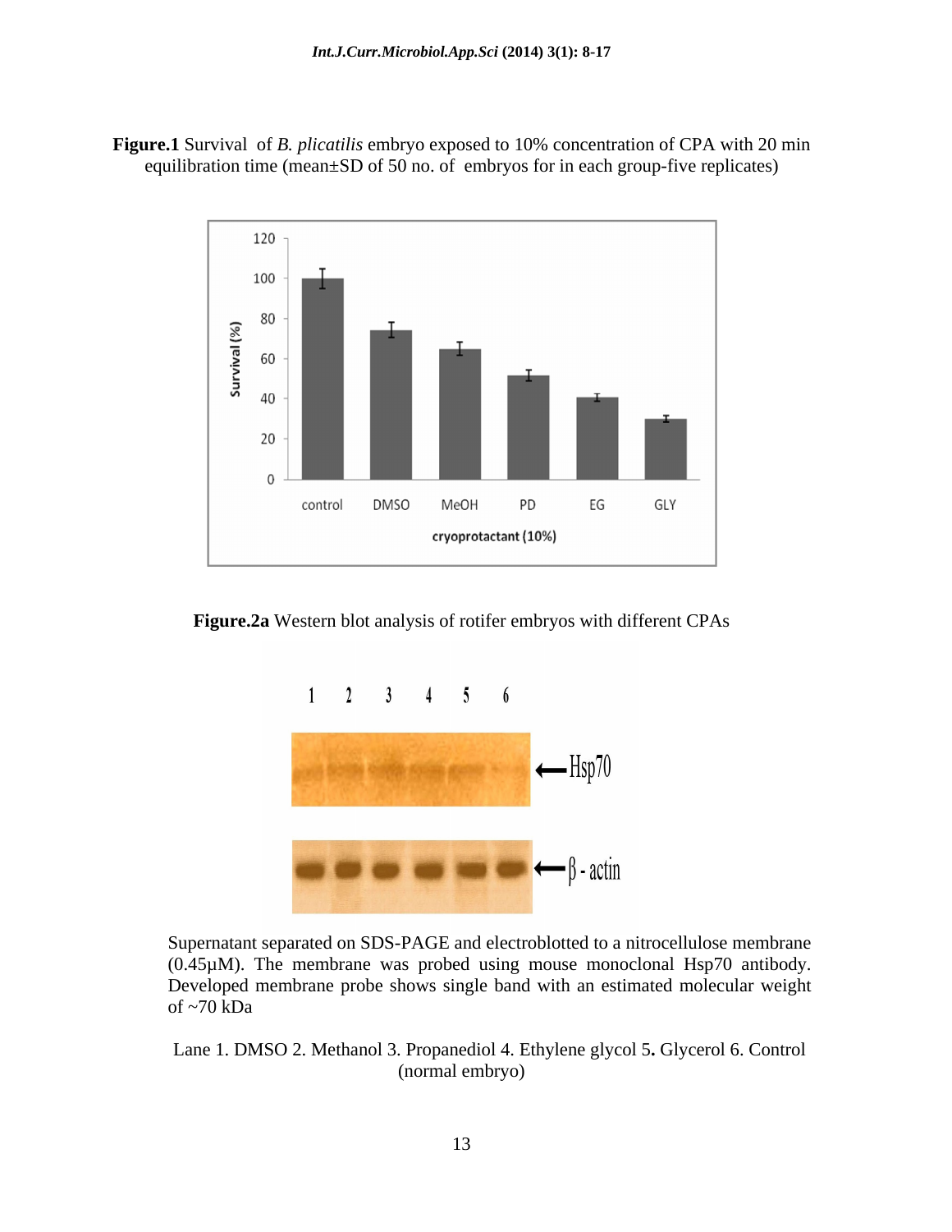**Figure.1** Survival of *B. plicatilis* embryo exposed to 10% concentration of CPA with 20 min equilibration time (mean±SD of 50 no. of embryos for in each group-five replicates)

**Figure.2a** Western blot analysis of rotifer embryos with different CPAs

Supernatant separated on SDS-PAGE and electroblotted to a nitrocellulose membrane (0.45µM). The membrane was probed using mouse monoclonal Hsp70 antibody. Developed membrane probe shows single band with an estimated molecular weight of ~70 kDa

Lane 1. DMSO 2. Methanol 3. Propanediol 4. Ethylene glycol 5**.** Glycerol 6. Control (normal embryo)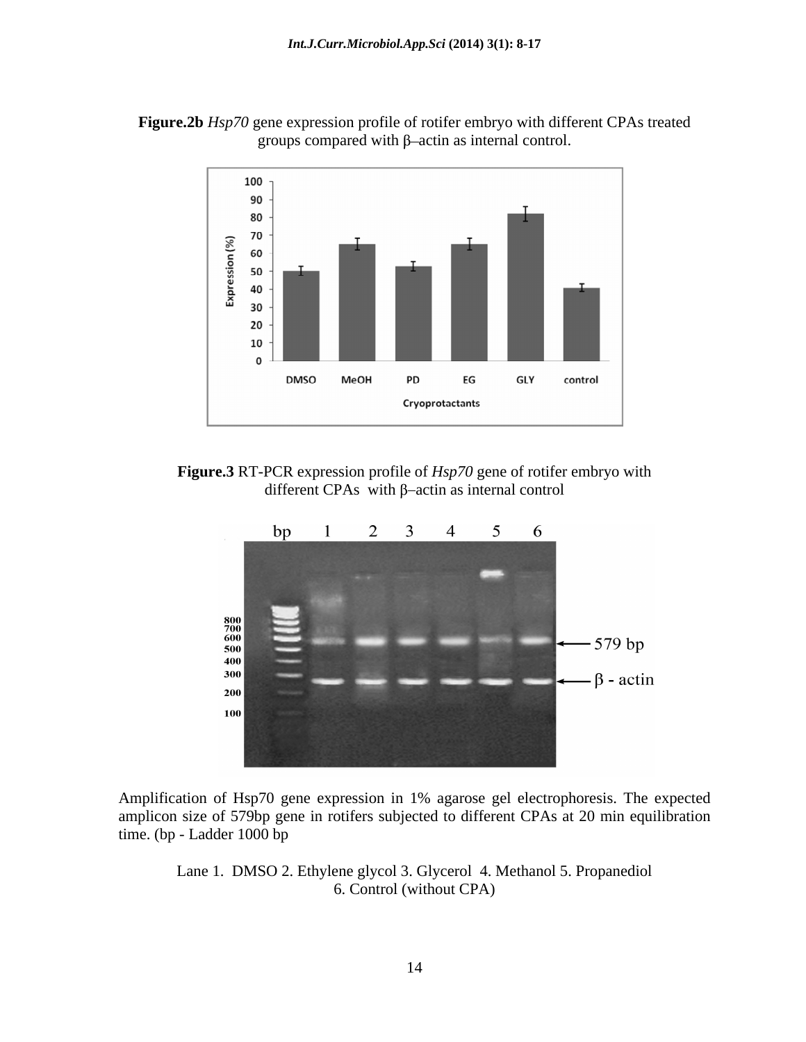**Figure.2b** *Hsp70* gene expression profile of rotifer embryo with different CPAs treated groups compared with β–actin as internal control.

**Figure.3** RT-PCR expression profile of *Hsp70* gene of rotifer embryo with different CPAs with β–actin as internal control

Amplification of Hsp70 gene expression in 1% agarose gel electrophoresis. The expected amplicon size of 579bp gene in rotifers subjected to different CPAs at 20 min equilibration time. (bp - Ladder 1000 bp

Lane 1. DMSO 2. Ethylene glycol 3. Glycerol 4. Methanol 5. Propanediol 6. Control (without CPA)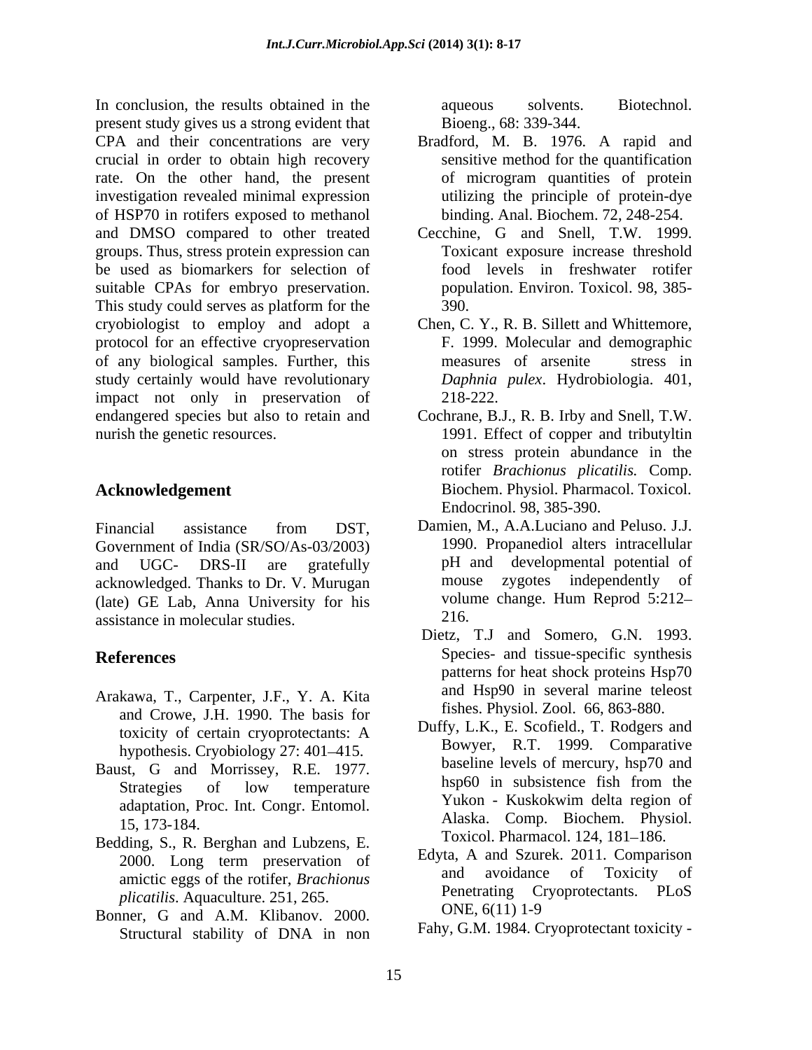In conclusion, the results obtained in the present study gives us a strong evident that CPA and their concentrations are very crucial in order to obtain high recovery rate. On the other hand, the present investigation revealed minimal expression of HSP70 in rotifers exposed to methanol and DMSO compared to other treated groups. Thus, stress protein expression can be used as biomarkers for selection of suitable CPAs for embryo preservation. This study could serves as platform for the cryobiologist to employ and adopt a protocol for an effective cryopreservation of any biological samples. Further, this study certainly would have revolutionary impact not only in preservation of endangered species but also to retain and nurish the genetic resources.

## Acknowledgement

Financial assistance from DST, Government of India (SR/SO/As-03/2003) and UGC- DRS-II are gratefully acknowledged. Thanks to Dr. V. Murugan (late) GE Lab, Anna University for his assistance in molecular studies.

## References

Arakawa, T., Carpenter, J.F., Y. A. Kita and Crowe, J.H. 1990. The basis for toxicity of certain cryoprotectants: A hypothesis. Cryobiology 27: 401–415.

Baust, G and Morrissey, R.E. 1977. Strategies of low temperature adaptation, Proc. Int. Congr. Entomol. 15, 173-184.

Bedding, S., R. Berghan and Lubzens, E. 2000. Long term preservation of amictic eggs of the rotifer, *Brachionus plicatilis*. Aquaculture. 251, 265.

Bonner, G and A.M. Klibanov. 2000. Structural stability of DNA in non aqueous solvents. Biotechnol. Bioeng., 68: 339-344.

Bradford, M. B. 1976. A rapid and sensitive method for the quantification of microgram quantities of protein utilizing the principle of protein-dye binding. Anal. Biochem. 72, 248-254.

Cecchine, G and Snell, T.W. 1999. Toxicant exposure increase threshold food levels in freshwater rotifer population. Environ. Toxicol. 98, 385-390.

Chen, C. Y., R. B. Sillett and Whittemore, F. 1999. Molecular and demographic measures of arsenite stress in *Daphnia pulex*. Hydrobiologia. 401, 218-222.

Cochrane, B.J., R. B. Irby and Snell, T.W. 1991. Effect of copper and tributyltin on stress protein abundance in the rotifer *Brachionus plicatilis.* Comp. Biochem. Physiol. Pharmacol. Toxicol. Endocrinol. 98, 385-390.

Damien, M., A.A.Luciano and Peluso. J.J. 1990. Propanediol alters intracellular pH and developmental potential of mouse zygotes independently of volume change. Hum Reprod 5:212–216.

Dietz, T.J and Somero, G.N. 1993. Species- and tissue-specific synthesis patterns for heat shock proteins Hsp70 and Hsp90 in several marine teleost fishes. Physiol. Zool. 66, 863-880.

Duffy, L.K., E. Scofield., T. Rodgers and Bowyer, R.T. 1999. Comparative baseline levels of mercury, hsp70 and hsp60 in subsistence fish from the Yukon - Kuskokwim delta region of Alaska. Comp. Biochem. Physiol. Toxicol. Pharmacol. 124, 181–186.

Edyta, A and Szurek. 2011. Comparison and avoidance of Toxicity of Penetrating Cryoprotectants. PLoS ONE, 6(11) 1-9

Fahy, G.M. 1984. Cryoprotectant toxicity -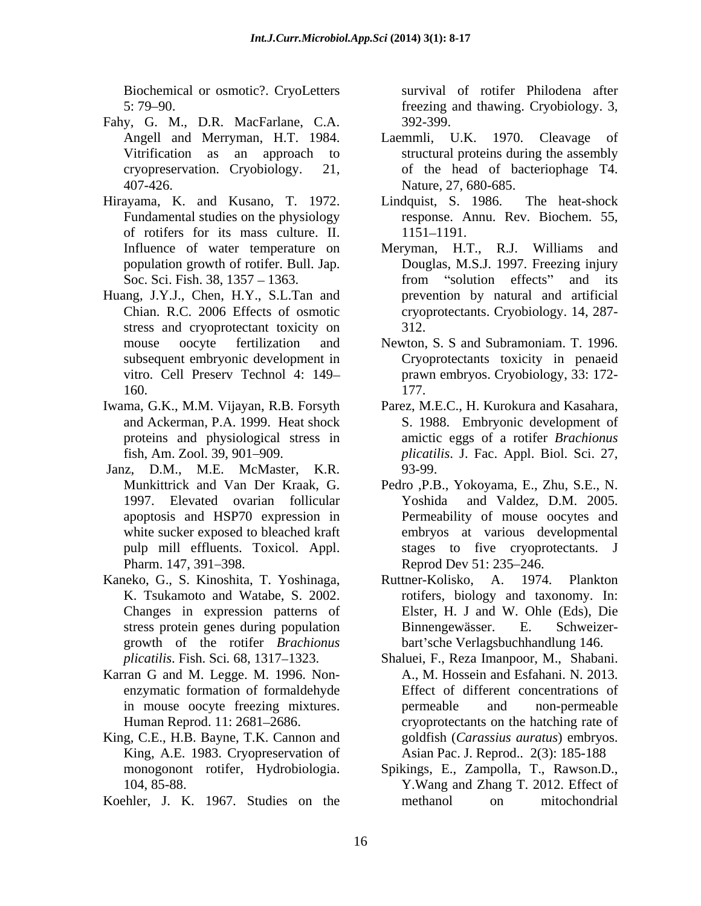Biochemical or osmotic?. CryoLetters 5: 79–90.

Fahy, G. M., D.R. MacFarlane, C.A. Angell and Merryman, H.T. 1984. Vitrification as an approach to cryopreservation. Cryobiology. 21, 407-426.

Hirayama, K. and Kusano, T. 1972. Fundamental studies on the physiology of rotifers for its mass culture. II. Influence of water temperature on population growth of rotifer. Bull. Jap. Soc. Sci. Fish. 38, 1357 – 1363.

Huang, J.Y.J., Chen, H.Y., S.L.Tan and Chian. R.C. 2006 Effects of osmotic stress and cryoprotectant toxicity on mouse oocyte fertilization and subsequent embryonic development in vitro. Cell Preserv Technol 4: 149–160.

Iwama, G.K., M.M. Vijayan, R.B. Forsyth and Ackerman, P.A. 1999. Heat shock proteins and physiological stress in fish, Am. Zool. 39, 901–909.

Janz, D.M., M.E. McMaster, K.R. Munkittrick and Van Der Kraak, G. 1997. Elevated ovarian follicular apoptosis and HSP70 expression in white sucker exposed to bleached kraft pulp mill effluents. Toxicol. Appl. Pharm. 147, 391–398.

Kaneko, G., S. Kinoshita, T. Yoshinaga, K. Tsukamoto and Watabe, S. 2002. Changes in expression patterns of stress protein genes during population growth of the rotifer *Brachionus plicatilis*. Fish. Sci. 68, 1317–1323.

Karran G and M. Legge. M. 1996. Non-enzymatic formation of formaldehyde in mouse oocyte freezing mixtures. Human Reprod. 11: 2681–2686.

King, C.E., H.B. Bayne, T.K. Cannon and King, A.E. 1983. Cryopreservation of monogonont rotifer, Hydrobiologia. 104, 85-88.

Koehler, J. K. 1967. Studies on the survival of rotifer Philodena after freezing and thawing. Cryobiology. 3, 392-399.

Laemmli, U.K. 1970. Cleavage of structural proteins during the assembly of the head of bacteriophage T4. Nature, 27, 680-685.

Lindquist, S. 1986. The heat-shock response. Annu. Rev. Biochem. 55, 1151–1191.

Meryman, H.T., R.J. Williams and Douglas, M.S.J. 1997. Freezing injury from "solution effects" and its prevention by natural and artificial cryoprotectants. Cryobiology. 14, 287-312.

Newton, S. S and Subramoniam. T. 1996. Cryoprotectants toxicity in penaeid prawn embryos. Cryobiology, 33: 172-177.

Parez, M.E.C., H. Kurokura and Kasahara, S. 1988. Embryonic development of amictic eggs of a rotifer *Brachionus plicatilis*. J. Fac. Appl. Biol. Sci. 27, 93-99.

Pedro ,P.B., Yokoyama, E., Zhu, S.E., N. Yoshida and Valdez, D.M. 2005. Permeability of mouse oocytes and embryos at various developmental stages to five cryoprotectants. J Reprod Dev 51: 235–246.

Ruttner-Kolisko, A. 1974. Plankton rotifers, biology and taxonomy. In: Elster, H. J and W. Ohle (Eds), Die Binnengewässer. E. Schweizer-bart'sche Verlagsbuchhandlung 146.

Shaluei, F., Reza Imanpoor, M., Shabani. A., M. Hossein and Esfahani. N. 2013. Effect of different concentrations of permeable and non-permeable cryoprotectants on the hatching rate of goldfish (*Carassius auratus*) embryos. Asian Pac. J. Reprod.. 2(3): 185-188

Spikings, E., Zampolla, T., Rawson.D., Y.Wang and Zhang T. 2012. Effect of methanol on mitochondrial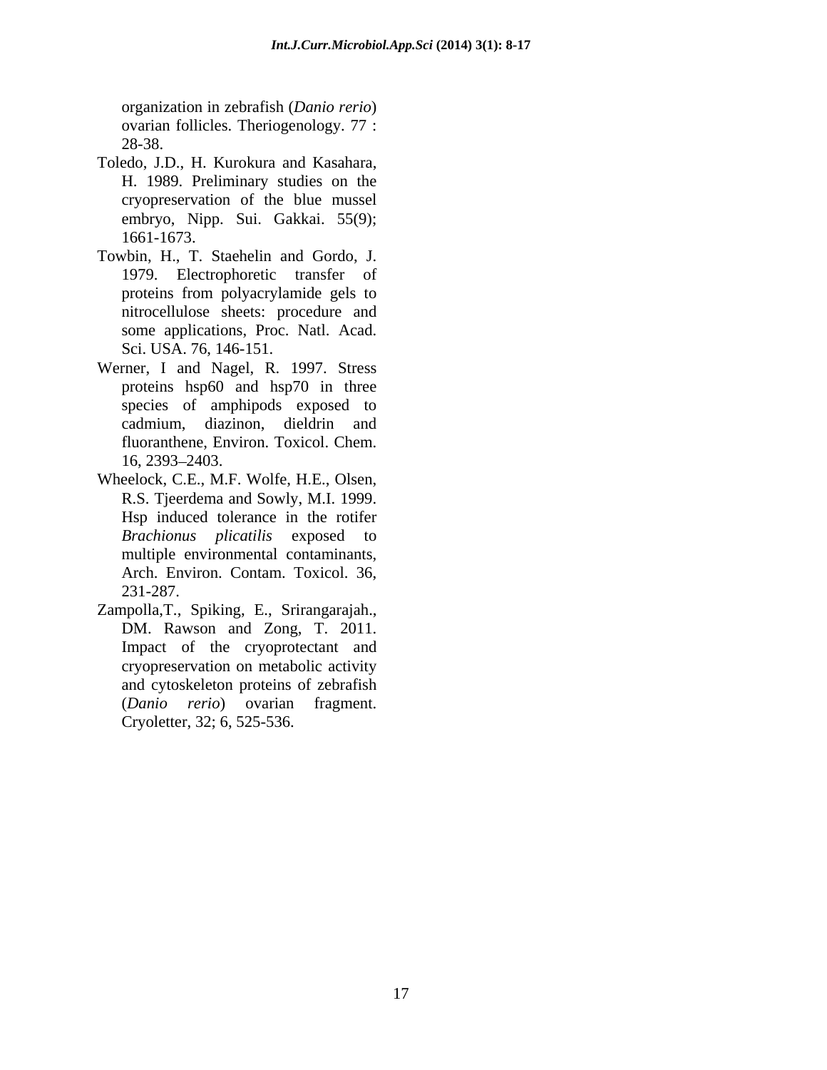organization in zebrafish (*Danio rerio*) ovarian follicles. Theriogenology. 77 : 28-38.

Toledo, J.D., H. Kurokura and Kasahara, H. 1989. Preliminary studies on the cryopreservation of the blue mussel embryo, Nipp. Sui. Gakkai. 55(9); 1661-1673.

Towbin, H., T. Staehelin and Gordo, J. 1979. Electrophoretic transfer of proteins from polyacrylamide gels to nitrocellulose sheets: procedure and some applications, Proc. Natl. Acad. Sci. USA. 76, 146-151.

Werner, I and Nagel, R. 1997. Stress proteins hsp60 and hsp70 in three species of amphipods exposed to cadmium, diazinon, dieldrin and fluoranthene, Environ. Toxicol. Chem. 16, 2393–2403.

Wheelock, C.E., M.F. Wolfe, H.E., Olsen, R.S. Tjeerdema and Sowly, M.I. 1999. Hsp induced tolerance in the rotifer *Brachionus plicatilis* exposed to multiple environmental contaminants, Arch. Environ. Contam. Toxicol. 36, 231-287.

Zampolla,T., Spiking, E., Srirangarajah., DM. Rawson and Zong, T. 2011. Impact of the cryoprotectant and cryopreservation on metabolic activity and cytoskeleton proteins of zebrafish (*Danio rerio*) ovarian fragment. Cryoletter, 32; 6, 525-536.